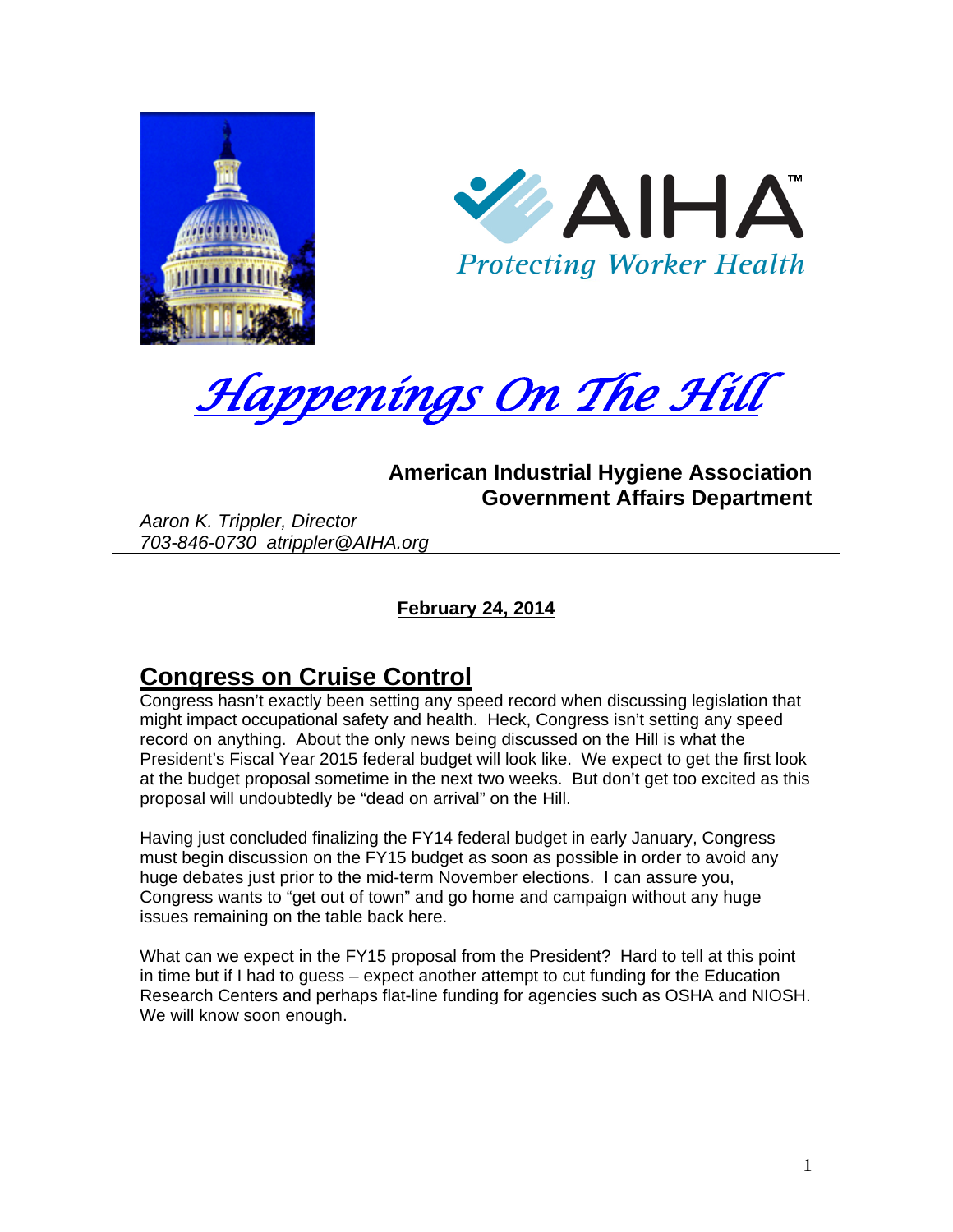AIHA™

*Protecting Worker Health*

# *Happenings On The Hill*

**American Industrial Hygiene Association**
**Government Affairs Department**

*Aaron K. Trippler, Director*
*703-846-0730 atrippler@AIHA.org*

**February 24, 2014**

## Congress on Cruise Control

Congress hasn't exactly been setting any speed record when discussing legislation that might impact occupational safety and health. Heck, Congress isn't setting any speed record on anything. About the only news being discussed on the Hill is what the President's Fiscal Year 2015 federal budget will look like. We expect to get the first look at the budget proposal sometime in the next two weeks. But don't get too excited as this proposal will undoubtedly be "dead on arrival" on the Hill.

Having just concluded finalizing the FY14 federal budget in early January, Congress must begin discussion on the FY15 budget as soon as possible in order to avoid any huge debates just prior to the mid-term November elections. I can assure you, Congress wants to "get out of town" and go home and campaign without any huge issues remaining on the table back here.

What can we expect in the FY15 proposal from the President? Hard to tell at this point in time but if I had to guess – expect another attempt to cut funding for the Education Research Centers and perhaps flat-line funding for agencies such as OSHA and NIOSH. We will know soon enough.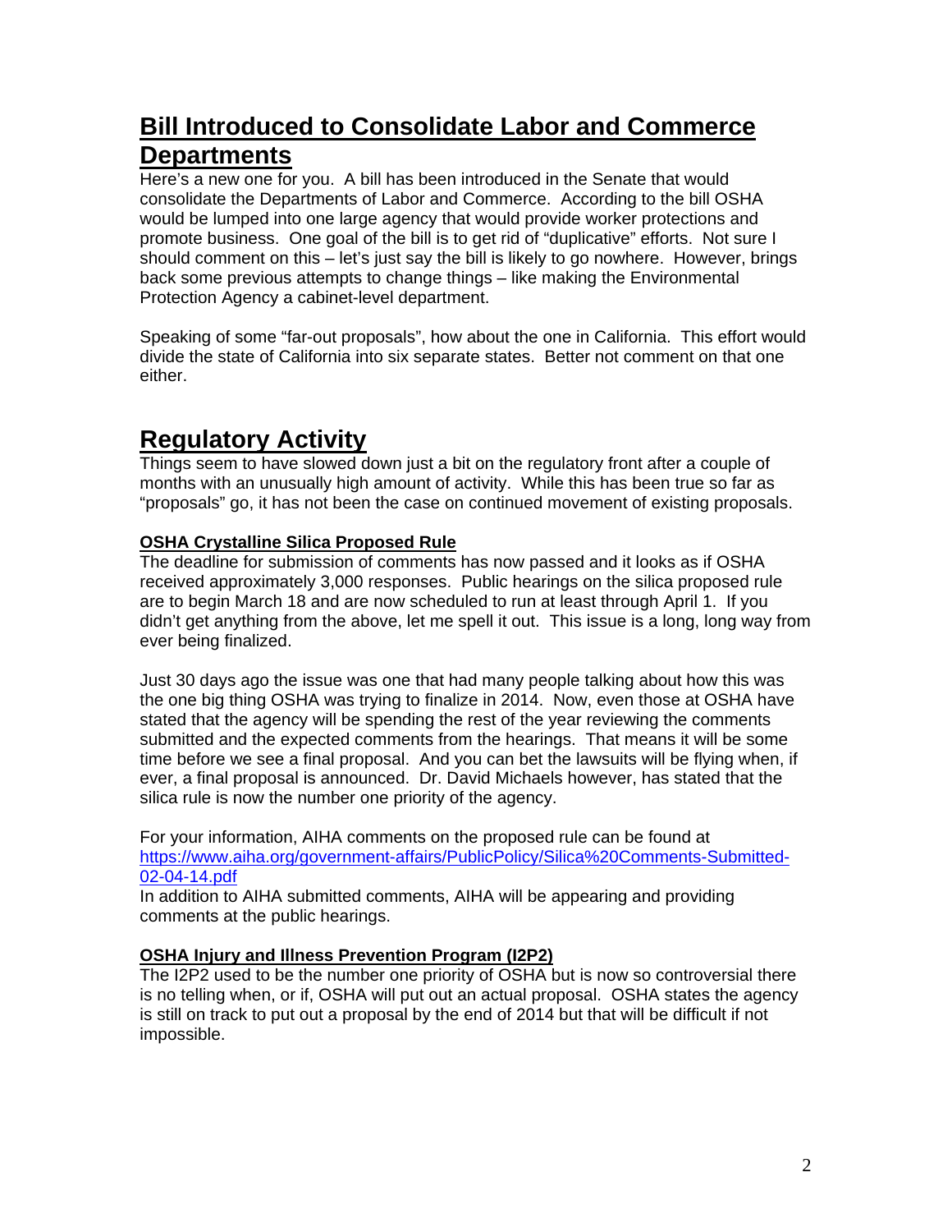## Bill Introduced to Consolidate Labor and Commerce Departments

Here's a new one for you. A bill has been introduced in the Senate that would consolidate the Departments of Labor and Commerce. According to the bill OSHA would be lumped into one large agency that would provide worker protections and promote business. One goal of the bill is to get rid of "duplicative" efforts. Not sure I should comment on this – let's just say the bill is likely to go nowhere. However, brings back some previous attempts to change things – like making the Environmental Protection Agency a cabinet-level department.

Speaking of some "far-out proposals", how about the one in California. This effort would divide the state of California into six separate states. Better not comment on that one either.

## Regulatory Activity

Things seem to have slowed down just a bit on the regulatory front after a couple of months with an unusually high amount of activity. While this has been true so far as "proposals" go, it has not been the case on continued movement of existing proposals.

### OSHA Crystalline Silica Proposed Rule

The deadline for submission of comments has now passed and it looks as if OSHA received approximately 3,000 responses. Public hearings on the silica proposed rule are to begin March 18 and are now scheduled to run at least through April 1. If you didn't get anything from the above, let me spell it out. This issue is a long, long way from ever being finalized.

Just 30 days ago the issue was one that had many people talking about how this was the one big thing OSHA was trying to finalize in 2014. Now, even those at OSHA have stated that the agency will be spending the rest of the year reviewing the comments submitted and the expected comments from the hearings. That means it will be some time before we see a final proposal. And you can bet the lawsuits will be flying when, if ever, a final proposal is announced. Dr. David Michaels however, has stated that the silica rule is now the number one priority of the agency.

For your information, AIHA comments on the proposed rule can be found at https://www.aiha.org/government-affairs/PublicPolicy/Silica%20Comments-Submitted-02-04-14.pdf
In addition to AIHA submitted comments, AIHA will be appearing and providing comments at the public hearings.

### OSHA Injury and Illness Prevention Program (I2P2)

The I2P2 used to be the number one priority of OSHA but is now so controversial there is no telling when, or if, OSHA will put out an actual proposal. OSHA states the agency is still on track to put out a proposal by the end of 2014 but that will be difficult if not impossible.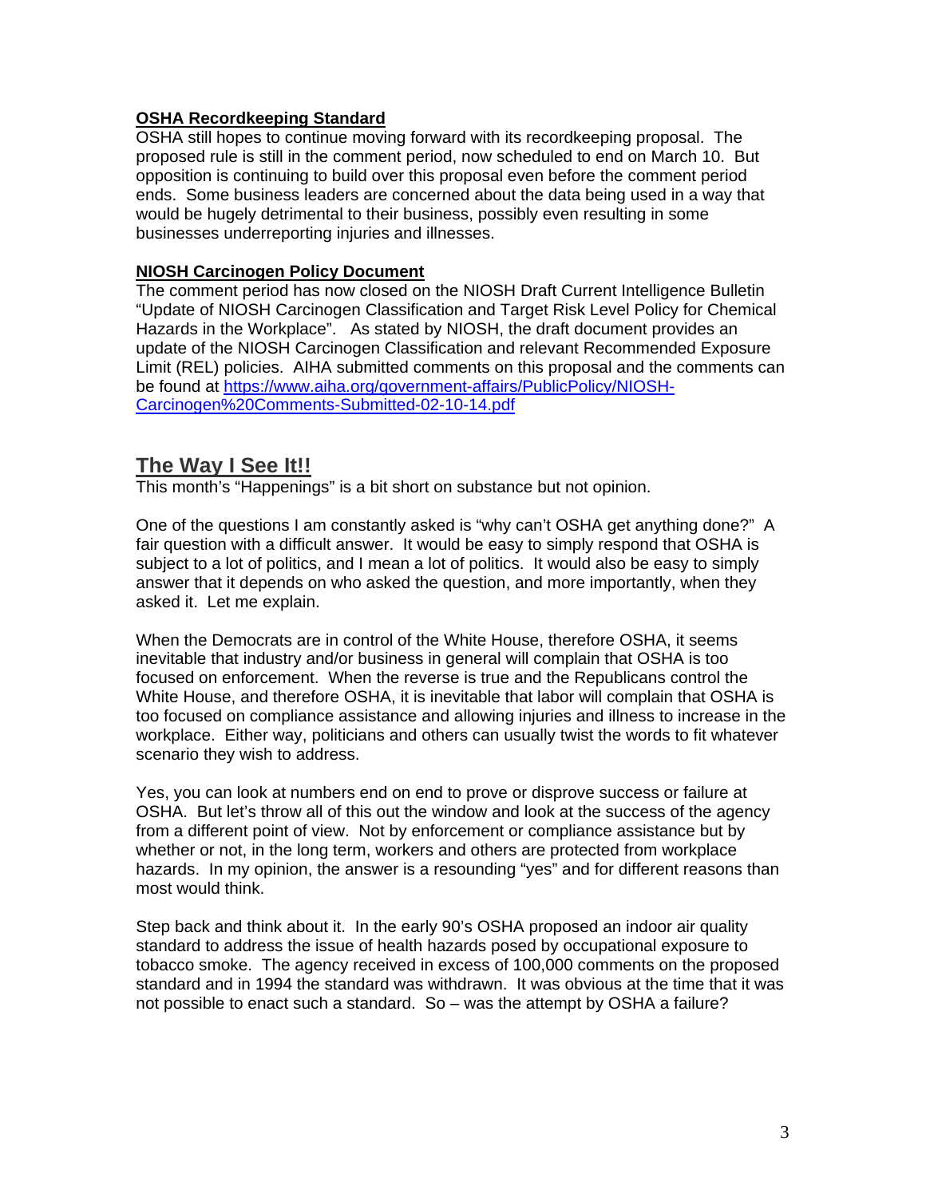**OSHA Recordkeeping Standard**

OSHA still hopes to continue moving forward with its recordkeeping proposal. The proposed rule is still in the comment period, now scheduled to end on March 10. But opposition is continuing to build over this proposal even before the comment period ends. Some business leaders are concerned about the data being used in a way that would be hugely detrimental to their business, possibly even resulting in some businesses underreporting injuries and illnesses.

**NIOSH Carcinogen Policy Document**

The comment period has now closed on the NIOSH Draft Current Intelligence Bulletin "Update of NIOSH Carcinogen Classification and Target Risk Level Policy for Chemical Hazards in the Workplace". As stated by NIOSH, the draft document provides an update of the NIOSH Carcinogen Classification and relevant Recommended Exposure Limit (REL) policies. AIHA submitted comments on this proposal and the comments can be found at https://www.aiha.org/government-affairs/PublicPolicy/NIOSH-Carcinogen%20Comments-Submitted-02-10-14.pdf

## The Way I See It!!

This month's "Happenings" is a bit short on substance but not opinion.

One of the questions I am constantly asked is "why can't OSHA get anything done?" A fair question with a difficult answer. It would be easy to simply respond that OSHA is subject to a lot of politics, and I mean a lot of politics. It would also be easy to simply answer that it depends on who asked the question, and more importantly, when they asked it. Let me explain.

When the Democrats are in control of the White House, therefore OSHA, it seems inevitable that industry and/or business in general will complain that OSHA is too focused on enforcement. When the reverse is true and the Republicans control the White House, and therefore OSHA, it is inevitable that labor will complain that OSHA is too focused on compliance assistance and allowing injuries and illness to increase in the workplace. Either way, politicians and others can usually twist the words to fit whatever scenario they wish to address.

Yes, you can look at numbers end on end to prove or disprove success or failure at OSHA. But let's throw all of this out the window and look at the success of the agency from a different point of view. Not by enforcement or compliance assistance but by whether or not, in the long term, workers and others are protected from workplace hazards. In my opinion, the answer is a resounding "yes" and for different reasons than most would think.

Step back and think about it. In the early 90's OSHA proposed an indoor air quality standard to address the issue of health hazards posed by occupational exposure to tobacco smoke. The agency received in excess of 100,000 comments on the proposed standard and in 1994 the standard was withdrawn. It was obvious at the time that it was not possible to enact such a standard. So – was the attempt by OSHA a failure?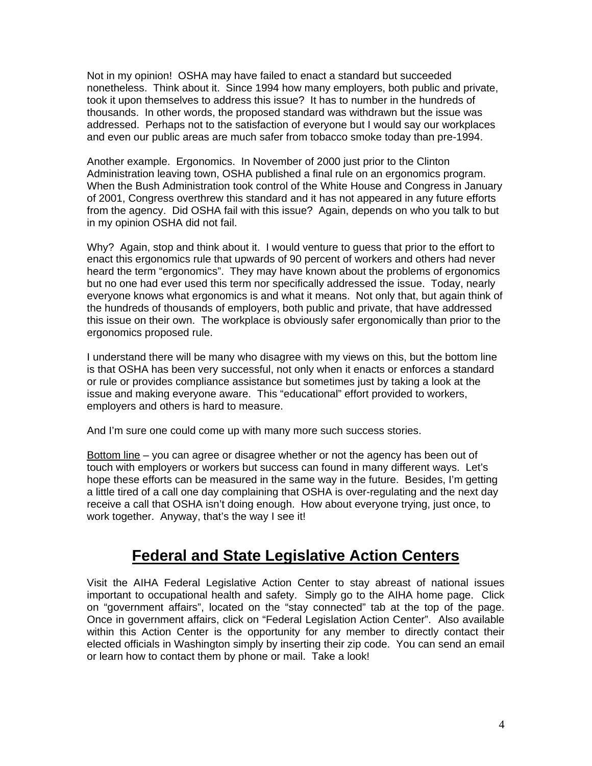Not in my opinion! OSHA may have failed to enact a standard but succeeded nonetheless. Think about it. Since 1994 how many employers, both public and private, took it upon themselves to address this issue? It has to number in the hundreds of thousands. In other words, the proposed standard was withdrawn but the issue was addressed. Perhaps not to the satisfaction of everyone but I would say our workplaces and even our public areas are much safer from tobacco smoke today than pre-1994.

Another example. Ergonomics. In November of 2000 just prior to the Clinton Administration leaving town, OSHA published a final rule on an ergonomics program. When the Bush Administration took control of the White House and Congress in January of 2001, Congress overthrew this standard and it has not appeared in any future efforts from the agency. Did OSHA fail with this issue? Again, depends on who you talk to but in my opinion OSHA did not fail.

Why? Again, stop and think about it. I would venture to guess that prior to the effort to enact this ergonomics rule that upwards of 90 percent of workers and others had never heard the term "ergonomics". They may have known about the problems of ergonomics but no one had ever used this term nor specifically addressed the issue. Today, nearly everyone knows what ergonomics is and what it means. Not only that, but again think of the hundreds of thousands of employers, both public and private, that have addressed this issue on their own. The workplace is obviously safer ergonomically than prior to the ergonomics proposed rule.

I understand there will be many who disagree with my views on this, but the bottom line is that OSHA has been very successful, not only when it enacts or enforces a standard or rule or provides compliance assistance but sometimes just by taking a look at the issue and making everyone aware. This "educational" effort provided to workers, employers and others is hard to measure.

And I'm sure one could come up with many more such success stories.

<u>Bottom line</u> – you can agree or disagree whether or not the agency has been out of touch with employers or workers but success can found in many different ways. Let's hope these efforts can be measured in the same way in the future. Besides, I'm getting a little tired of a call one day complaining that OSHA is over-regulating and the next day receive a call that OSHA isn't doing enough. How about everyone trying, just once, to work together. Anyway, that's the way I see it!

## Federal and State Legislative Action Centers

Visit the AIHA Federal Legislative Action Center to stay abreast of national issues important to occupational health and safety. Simply go to the AIHA home page. Click on "government affairs", located on the "stay connected" tab at the top of the page. Once in government affairs, click on "Federal Legislation Action Center". Also available within this Action Center is the opportunity for any member to directly contact their elected officials in Washington simply by inserting their zip code. You can send an email or learn how to contact them by phone or mail. Take a look!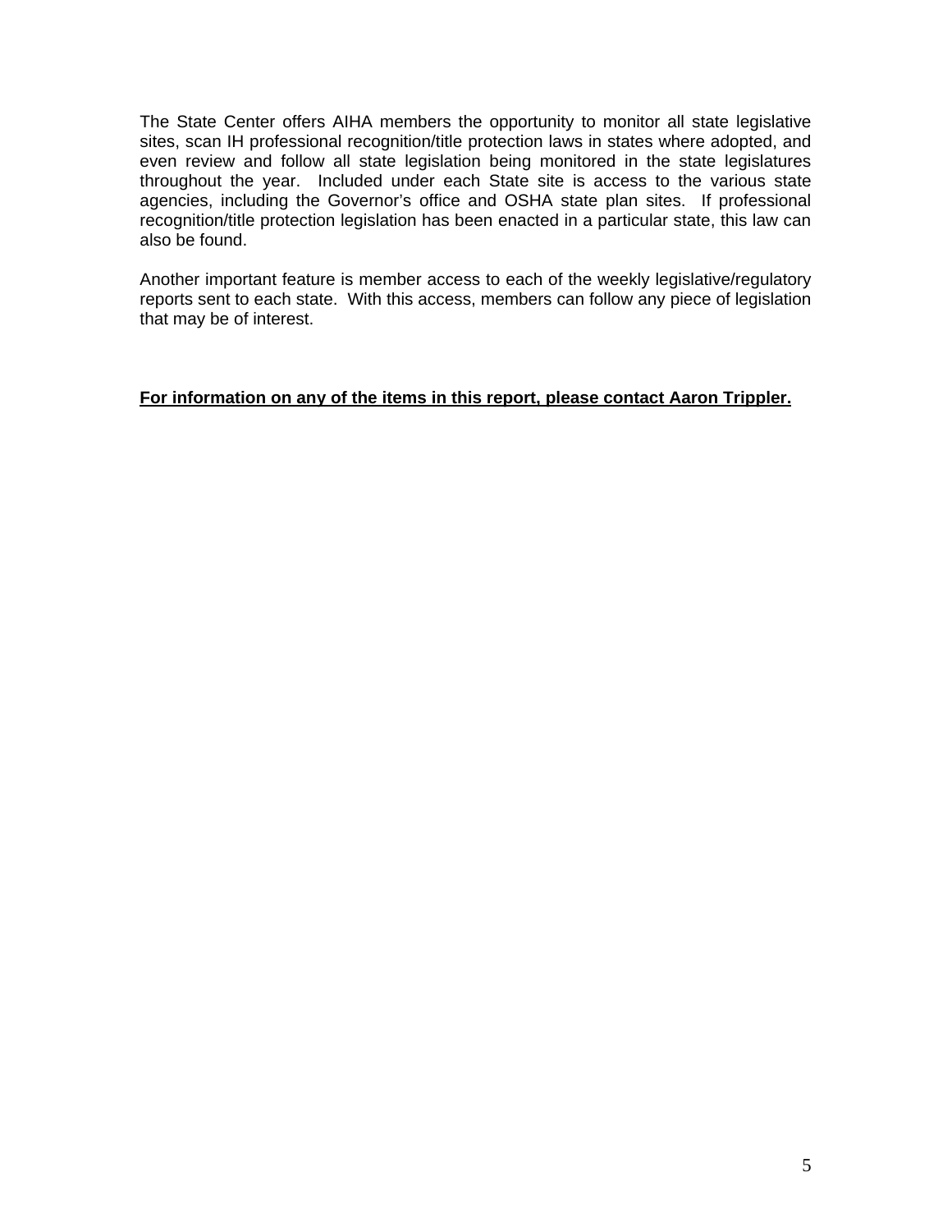The State Center offers AIHA members the opportunity to monitor all state legislative sites, scan IH professional recognition/title protection laws in states where adopted, and even review and follow all state legislation being monitored in the state legislatures throughout the year. Included under each State site is access to the various state agencies, including the Governor's office and OSHA state plan sites. If professional recognition/title protection legislation has been enacted in a particular state, this law can also be found.

Another important feature is member access to each of the weekly legislative/regulatory reports sent to each state. With this access, members can follow any piece of legislation that may be of interest.

**<u>For information on any of the items in this report, please contact Aaron Trippler.</u>**